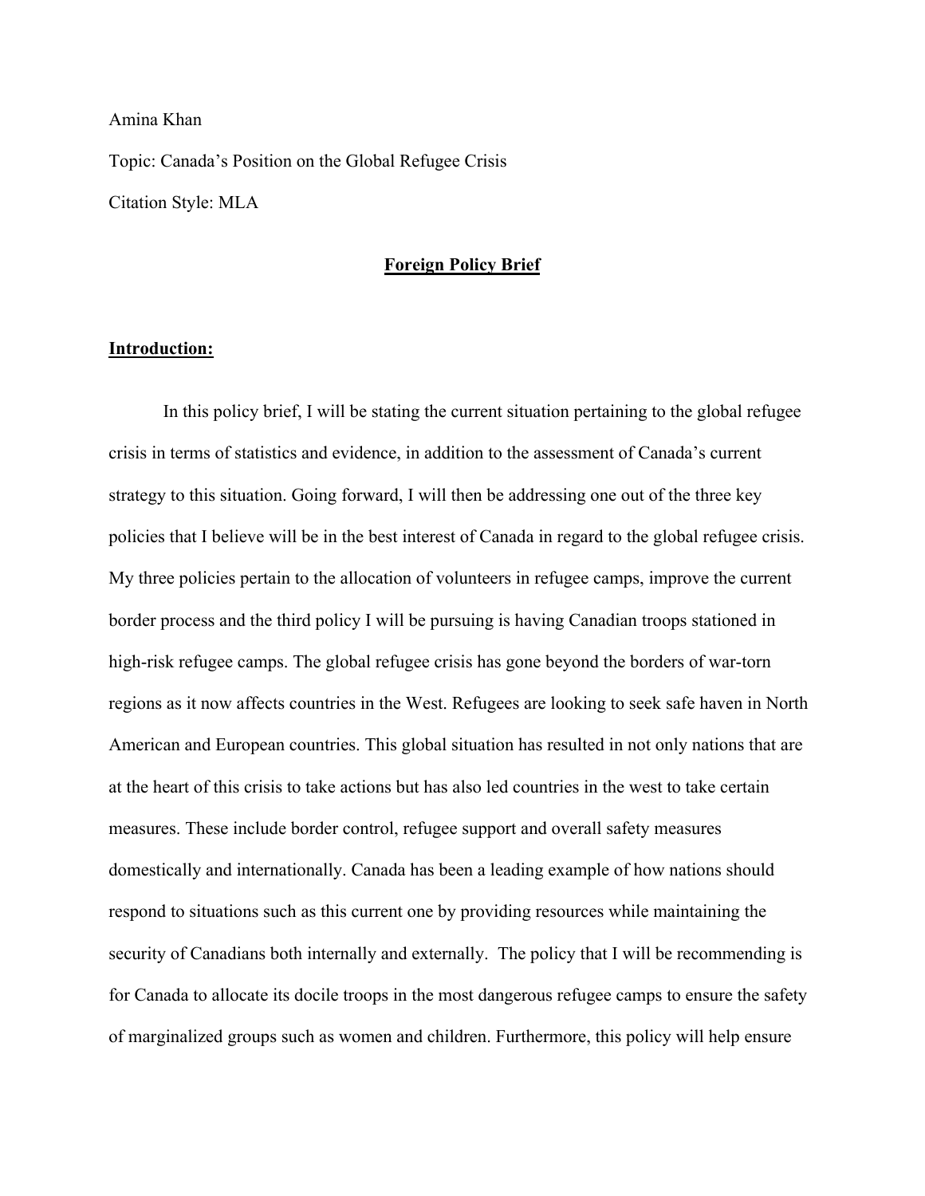Amina Khan

Topic: Canada's Position on the Global Refugee Crisis

Citation Style: MLA

# **Foreign Policy Brief**

## **Introduction:**

In this policy brief, I will be stating the current situation pertaining to the global refugee crisis in terms of statistics and evidence, in addition to the assessment of Canada's current strategy to this situation. Going forward, I will then be addressing one out of the three key policies that I believe will be in the best interest of Canada in regard to the global refugee crisis. My three policies pertain to the allocation of volunteers in refugee camps, improve the current border process and the third policy I will be pursuing is having Canadian troops stationed in high-risk refugee camps. The global refugee crisis has gone beyond the borders of war-torn regions as it now affects countries in the West. Refugees are looking to seek safe haven in North American and European countries. This global situation has resulted in not only nations that are at the heart of this crisis to take actions but has also led countries in the west to take certain measures. These include border control, refugee support and overall safety measures domestically and internationally. Canada has been a leading example of how nations should respond to situations such as this current one by providing resources while maintaining the security of Canadians both internally and externally. The policy that I will be recommending is for Canada to allocate its docile troops in the most dangerous refugee camps to ensure the safety of marginalized groups such as women and children. Furthermore, this policy will help ensure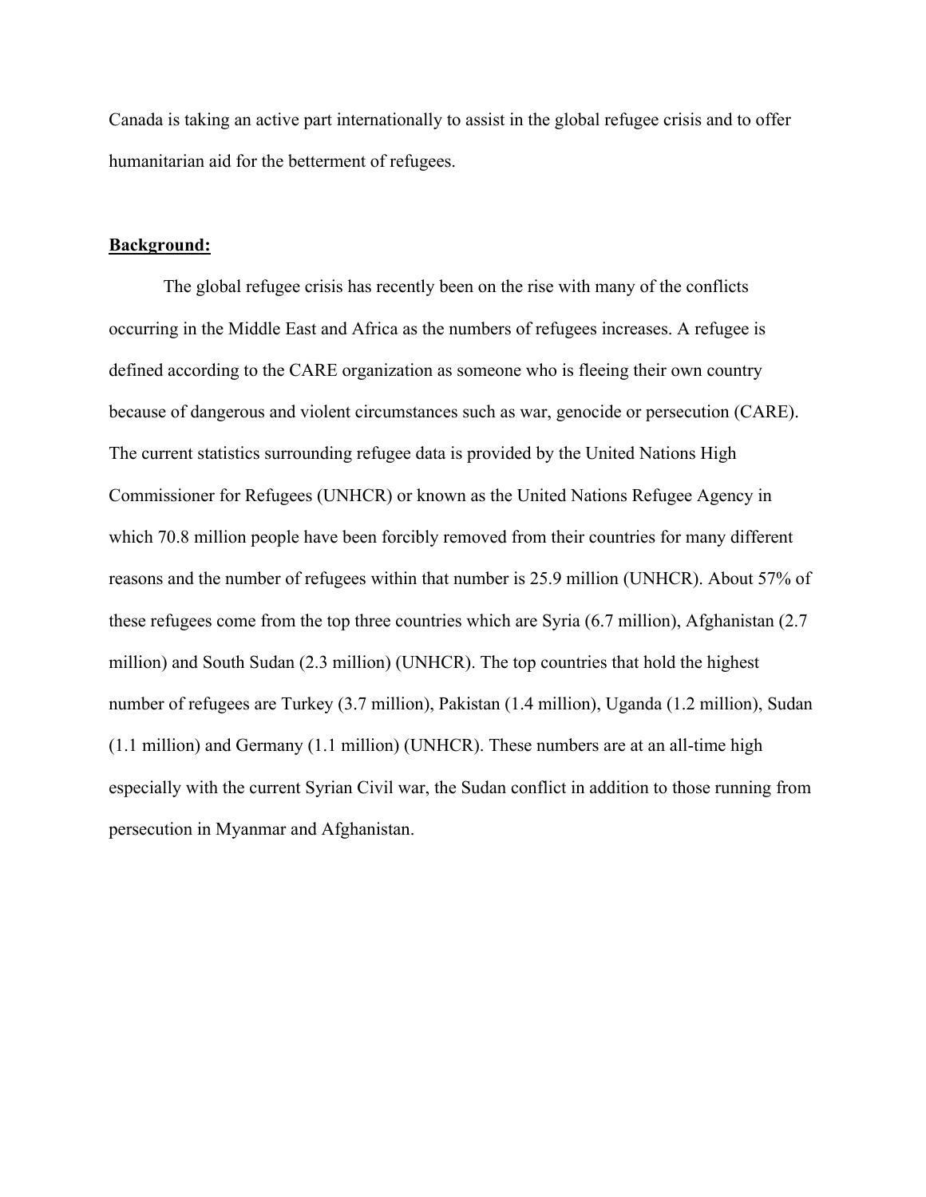Canada is taking an active part internationally to assist in the global refugee crisis and to offer humanitarian aid for the betterment of refugees.

**Background:**

The global refugee crisis has recently been on the rise with many of the conflicts occurring in the Middle East and Africa as the numbers of refugees increases. A refugee is defined according to the CARE organization as someone who is fleeing their own country because of dangerous and violent circumstances such as war, genocide or persecution (CARE). The current statistics surrounding refugee data is provided by the United Nations High Commissioner for Refugees (UNHCR) or known as the United Nations Refugee Agency in which 70.8 million people have been forcibly removed from their countries for many different reasons and the number of refugees within that number is 25.9 million (UNHCR). About 57% of these refugees come from the top three countries which are Syria (6.7 million), Afghanistan (2.7 million) and South Sudan (2.3 million) (UNHCR). The top countries that hold the highest number of refugees are Turkey (3.7 million), Pakistan (1.4 million), Uganda (1.2 million), Sudan (1.1 million) and Germany (1.1 million) (UNHCR). These numbers are at an all-time high especially with the current Syrian Civil war, the Sudan conflict in addition to those running from persecution in Myanmar and Afghanistan.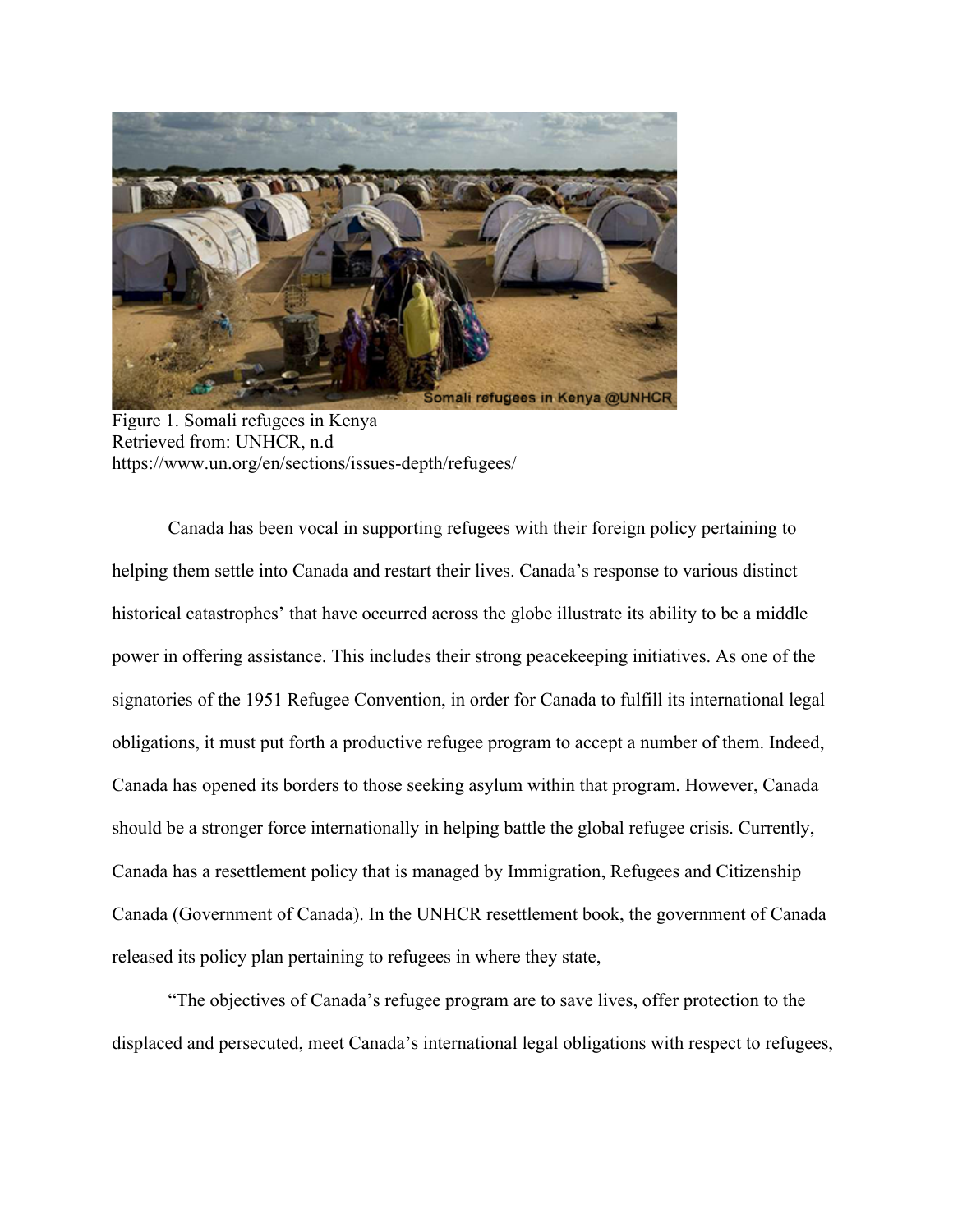Figure 1. Somali refugees in Kenya
Retrieved from: UNHCR, n.d
https://www.un.org/en/sections/issues-depth/refugees/

Canada has been vocal in supporting refugees with their foreign policy pertaining to helping them settle into Canada and restart their lives. Canada's response to various distinct historical catastrophes' that have occurred across the globe illustrate its ability to be a middle power in offering assistance. This includes their strong peacekeeping initiatives. As one of the signatories of the 1951 Refugee Convention, in order for Canada to fulfill its international legal obligations, it must put forth a productive refugee program to accept a number of them. Indeed, Canada has opened its borders to those seeking asylum within that program. However, Canada should be a stronger force internationally in helping battle the global refugee crisis. Currently, Canada has a resettlement policy that is managed by Immigration, Refugees and Citizenship Canada (Government of Canada). In the UNHCR resettlement book, the government of Canada released its policy plan pertaining to refugees in where they state,

"The objectives of Canada's refugee program are to save lives, offer protection to the displaced and persecuted, meet Canada's international legal obligations with respect to refugees,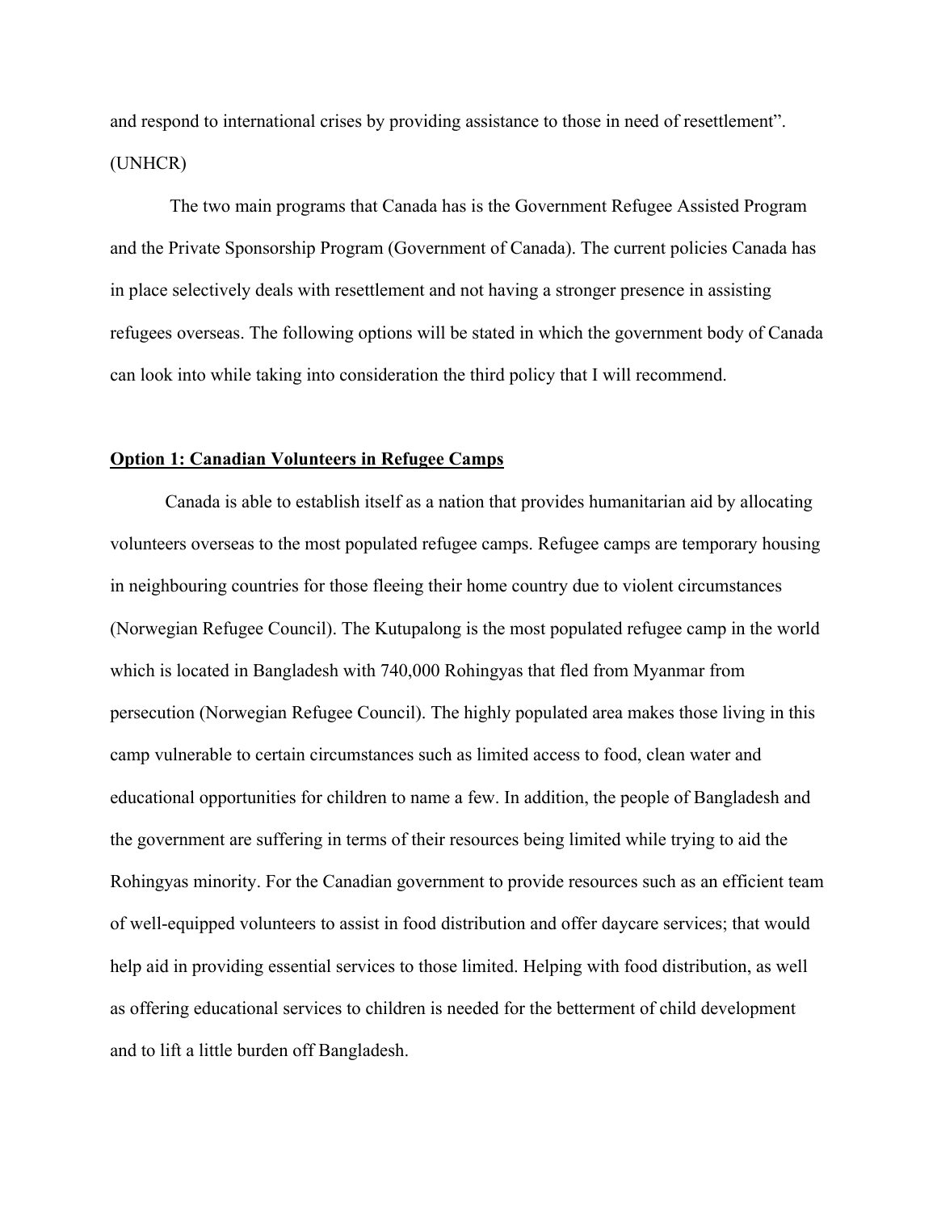and respond to international crises by providing assistance to those in need of resettlement". (UNHCR)

The two main programs that Canada has is the Government Refugee Assisted Program and the Private Sponsorship Program (Government of Canada). The current policies Canada has in place selectively deals with resettlement and not having a stronger presence in assisting refugees overseas. The following options will be stated in which the government body of Canada can look into while taking into consideration the third policy that I will recommend.

**Option 1: Canadian Volunteers in Refugee Camps**

Canada is able to establish itself as a nation that provides humanitarian aid by allocating volunteers overseas to the most populated refugee camps. Refugee camps are temporary housing in neighbouring countries for those fleeing their home country due to violent circumstances (Norwegian Refugee Council). The Kutupalong is the most populated refugee camp in the world which is located in Bangladesh with 740,000 Rohingyas that fled from Myanmar from persecution (Norwegian Refugee Council). The highly populated area makes those living in this camp vulnerable to certain circumstances such as limited access to food, clean water and educational opportunities for children to name a few. In addition, the people of Bangladesh and the government are suffering in terms of their resources being limited while trying to aid the Rohingyas minority. For the Canadian government to provide resources such as an efficient team of well-equipped volunteers to assist in food distribution and offer daycare services; that would help aid in providing essential services to those limited. Helping with food distribution, as well as offering educational services to children is needed for the betterment of child development and to lift a little burden off Bangladesh.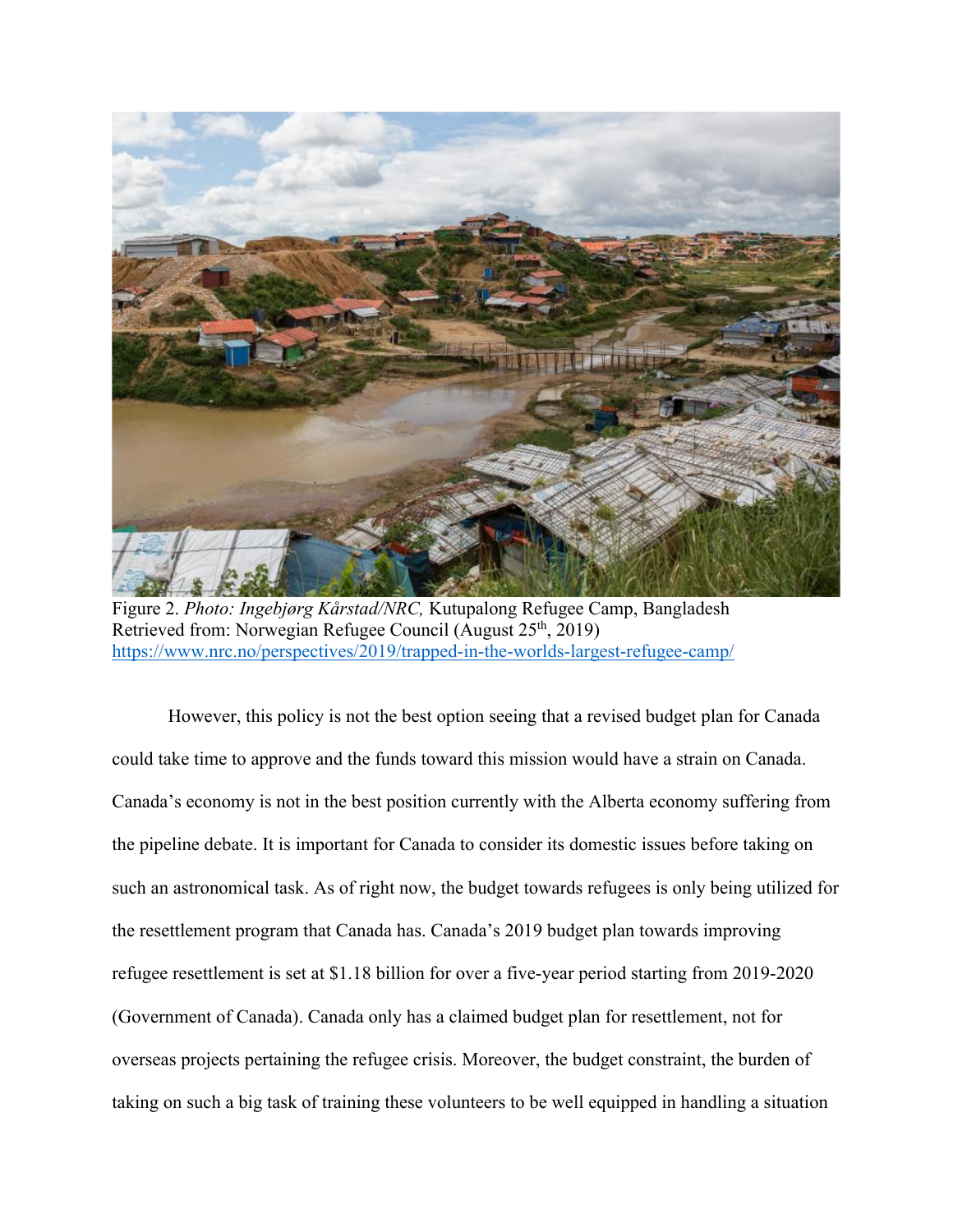Figure 2. *Photo: Ingebjørg Kårstad/NRC,* Kutupalong Refugee Camp, Bangladesh
Retrieved from: Norwegian Refugee Council (August 25th, 2019)
https://www.nrc.no/perspectives/2019/trapped-in-the-worlds-largest-refugee-camp/

However, this policy is not the best option seeing that a revised budget plan for Canada could take time to approve and the funds toward this mission would have a strain on Canada. Canada's economy is not in the best position currently with the Alberta economy suffering from the pipeline debate. It is important for Canada to consider its domestic issues before taking on such an astronomical task. As of right now, the budget towards refugees is only being utilized for the resettlement program that Canada has. Canada's 2019 budget plan towards improving refugee resettlement is set at $1.18 billion for over a five-year period starting from 2019-2020 (Government of Canada). Canada only has a claimed budget plan for resettlement, not for overseas projects pertaining the refugee crisis. Moreover, the budget constraint, the burden of taking on such a big task of training these volunteers to be well equipped in handling a situation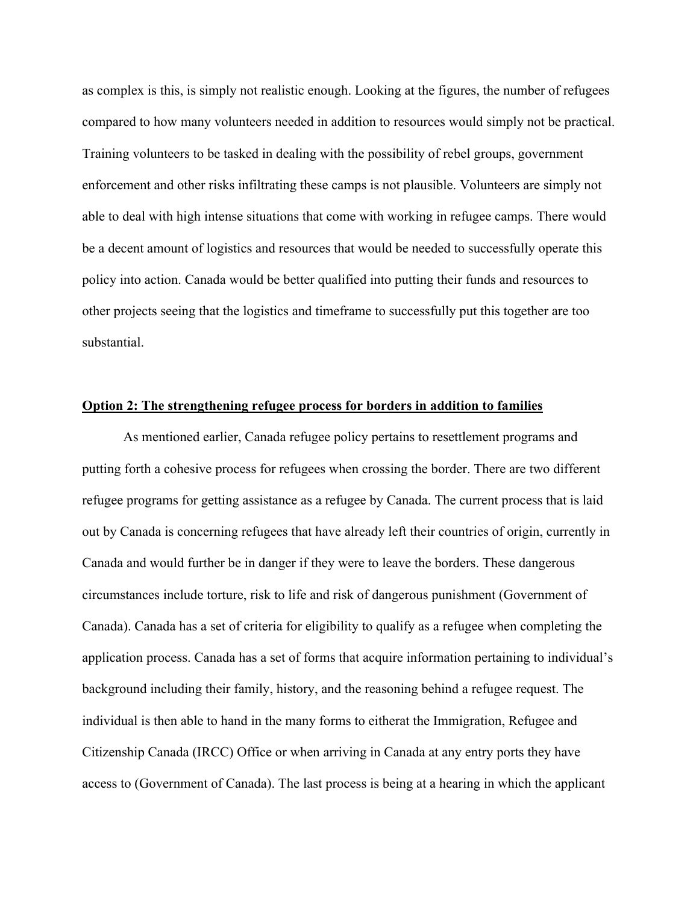as complex is this, is simply not realistic enough. Looking at the figures, the number of refugees compared to how many volunteers needed in addition to resources would simply not be practical. Training volunteers to be tasked in dealing with the possibility of rebel groups, government enforcement and other risks infiltrating these camps is not plausible. Volunteers are simply not able to deal with high intense situations that come with working in refugee camps. There would be a decent amount of logistics and resources that would be needed to successfully operate this policy into action. Canada would be better qualified into putting their funds and resources to other projects seeing that the logistics and timeframe to successfully put this together are too substantial.

**Option 2: The strengthening refugee process for borders in addition to families**

As mentioned earlier, Canada refugee policy pertains to resettlement programs and putting forth a cohesive process for refugees when crossing the border. There are two different refugee programs for getting assistance as a refugee by Canada. The current process that is laid out by Canada is concerning refugees that have already left their countries of origin, currently in Canada and would further be in danger if they were to leave the borders. These dangerous circumstances include torture, risk to life and risk of dangerous punishment (Government of Canada). Canada has a set of criteria for eligibility to qualify as a refugee when completing the application process. Canada has a set of forms that acquire information pertaining to individual's background including their family, history, and the reasoning behind a refugee request. The individual is then able to hand in the many forms to eitherat the Immigration, Refugee and Citizenship Canada (IRCC) Office or when arriving in Canada at any entry ports they have access to (Government of Canada). The last process is being at a hearing in which the applicant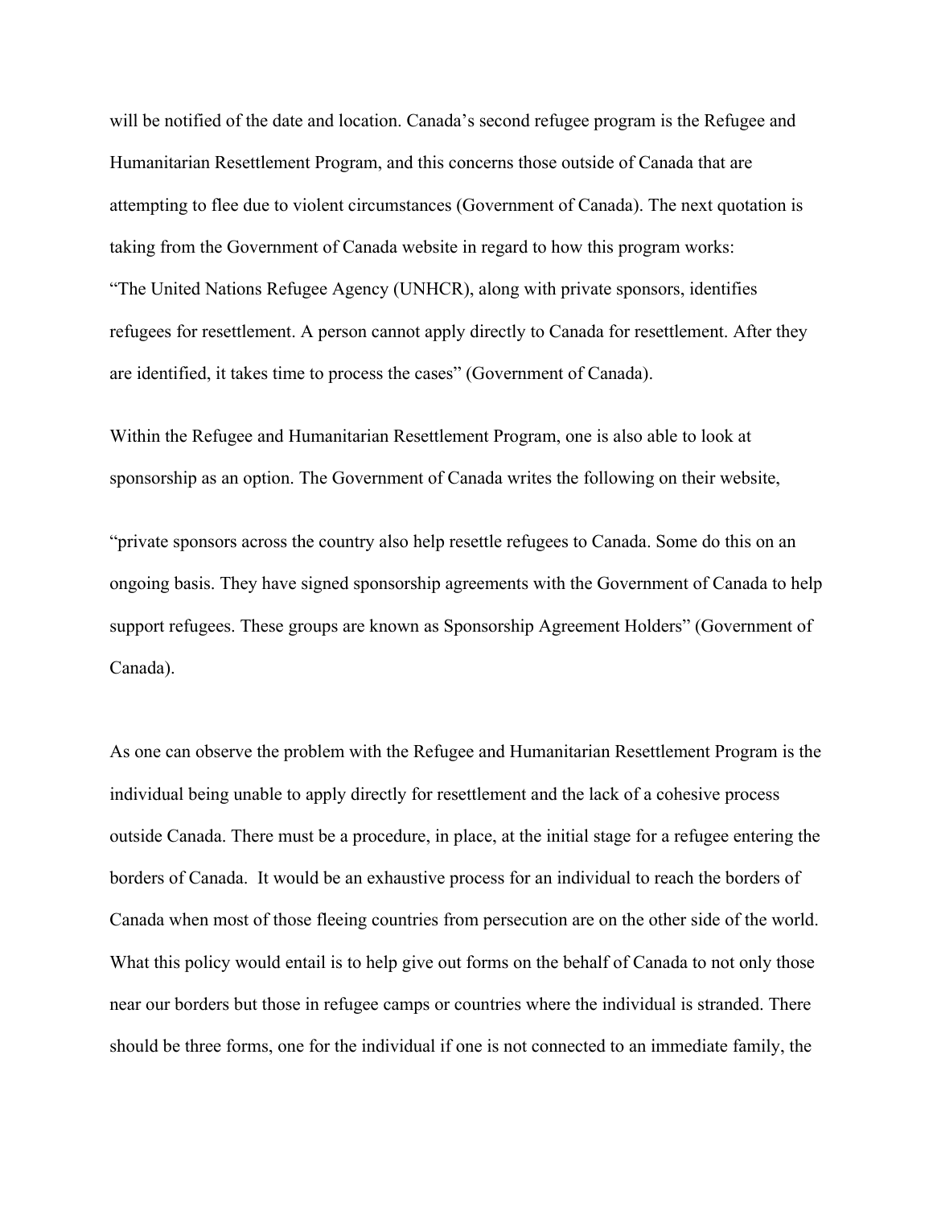will be notified of the date and location. Canada's second refugee program is the Refugee and Humanitarian Resettlement Program, and this concerns those outside of Canada that are attempting to flee due to violent circumstances (Government of Canada). The next quotation is taking from the Government of Canada website in regard to how this program works:

"The United Nations Refugee Agency (UNHCR), along with private sponsors, identifies refugees for resettlement. A person cannot apply directly to Canada for resettlement. After they are identified, it takes time to process the cases" (Government of Canada).

Within the Refugee and Humanitarian Resettlement Program, one is also able to look at sponsorship as an option. The Government of Canada writes the following on their website,

"private sponsors across the country also help resettle refugees to Canada. Some do this on an ongoing basis. They have signed sponsorship agreements with the Government of Canada to help support refugees. These groups are known as Sponsorship Agreement Holders" (Government of Canada).

As one can observe the problem with the Refugee and Humanitarian Resettlement Program is the individual being unable to apply directly for resettlement and the lack of a cohesive process outside Canada. There must be a procedure, in place, at the initial stage for a refugee entering the borders of Canada. It would be an exhaustive process for an individual to reach the borders of Canada when most of those fleeing countries from persecution are on the other side of the world. What this policy would entail is to help give out forms on the behalf of Canada to not only those near our borders but those in refugee camps or countries where the individual is stranded. There should be three forms, one for the individual if one is not connected to an immediate family, the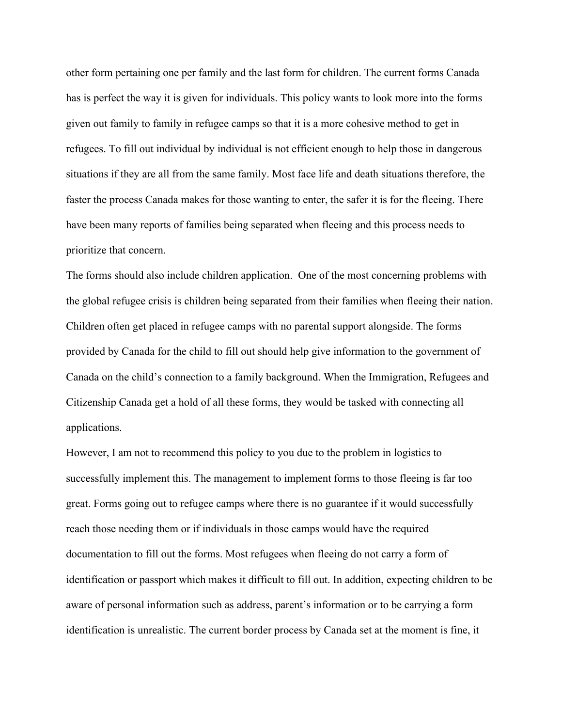other form pertaining one per family and the last form for children. The current forms Canada has is perfect the way it is given for individuals. This policy wants to look more into the forms given out family to family in refugee camps so that it is a more cohesive method to get in refugees. To fill out individual by individual is not efficient enough to help those in dangerous situations if they are all from the same family. Most face life and death situations therefore, the faster the process Canada makes for those wanting to enter, the safer it is for the fleeing. There have been many reports of families being separated when fleeing and this process needs to prioritize that concern.

The forms should also include children application.  One of the most concerning problems with the global refugee crisis is children being separated from their families when fleeing their nation. Children often get placed in refugee camps with no parental support alongside. The forms provided by Canada for the child to fill out should help give information to the government of Canada on the child's connection to a family background. When the Immigration, Refugees and Citizenship Canada get a hold of all these forms, they would be tasked with connecting all applications.

However, I am not to recommend this policy to you due to the problem in logistics to successfully implement this. The management to implement forms to those fleeing is far too great. Forms going out to refugee camps where there is no guarantee if it would successfully reach those needing them or if individuals in those camps would have the required documentation to fill out the forms. Most refugees when fleeing do not carry a form of identification or passport which makes it difficult to fill out. In addition, expecting children to be aware of personal information such as address, parent's information or to be carrying a form identification is unrealistic. The current border process by Canada set at the moment is fine, it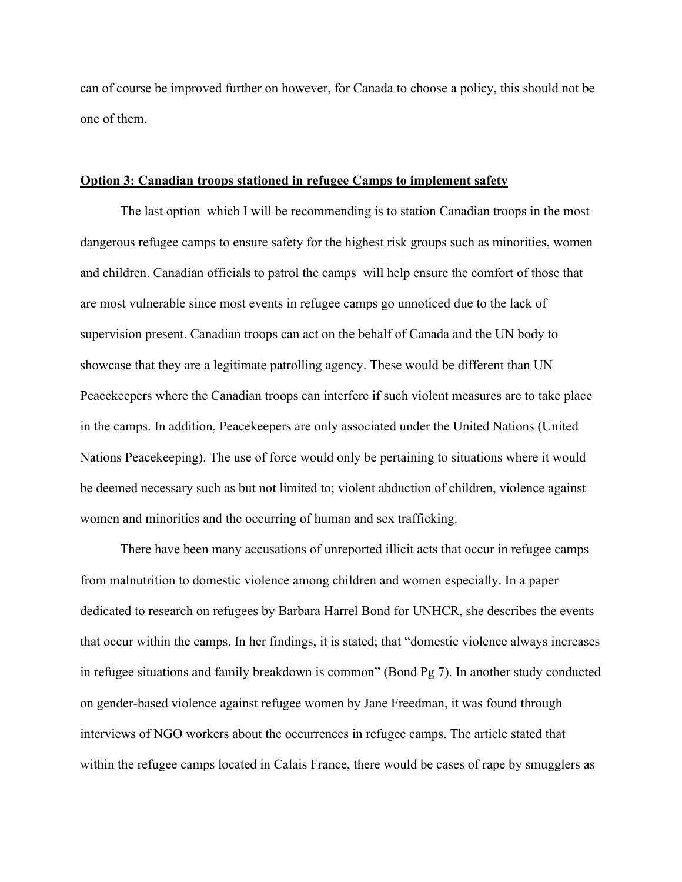can of course be improved further on however, for Canada to choose a policy, this should not be one of them.

**<u>Option 3: Canadian troops stationed in refugee Camps to implement safety</u>**

The last option which I will be recommending is to station Canadian troops in the most dangerous refugee camps to ensure safety for the highest risk groups such as minorities, women and children. Canadian officials to patrol the camps will help ensure the comfort of those that are most vulnerable since most events in refugee camps go unnoticed due to the lack of supervision present. Canadian troops can act on the behalf of Canada and the UN body to showcase that they are a legitimate patrolling agency. These would be different than UN Peacekeepers where the Canadian troops can interfere if such violent measures are to take place in the camps. In addition, Peacekeepers are only associated under the United Nations (United Nations Peacekeeping). The use of force would only be pertaining to situations where it would be deemed necessary such as but not limited to; violent abduction of children, violence against women and minorities and the occurring of human and sex trafficking.

There have been many accusations of unreported illicit acts that occur in refugee camps from malnutrition to domestic violence among children and women especially. In a paper dedicated to research on refugees by Barbara Harrel Bond for UNHCR, she describes the events that occur within the camps. In her findings, it is stated; that "domestic violence always increases in refugee situations and family breakdown is common" (Bond Pg 7). In another study conducted on gender-based violence against refugee women by Jane Freedman, it was found through interviews of NGO workers about the occurrences in refugee camps. The article stated that within the refugee camps located in Calais France, there would be cases of rape by smugglers as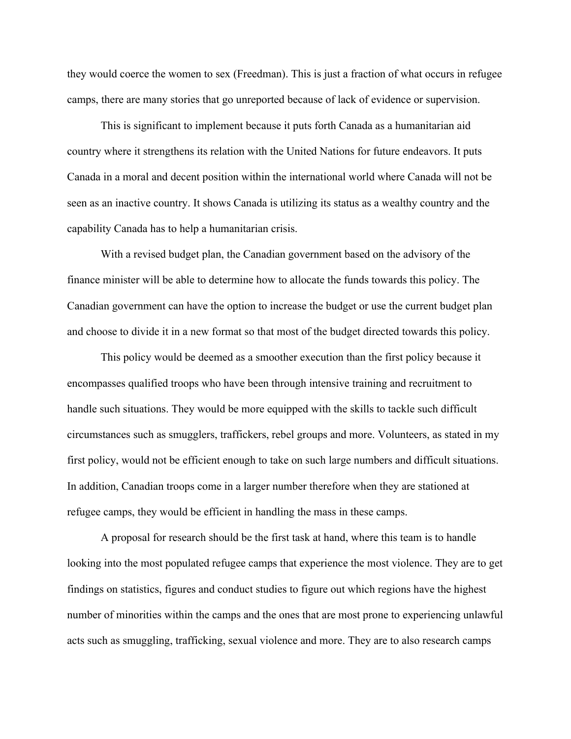they would coerce the women to sex (Freedman). This is just a fraction of what occurs in refugee camps, there are many stories that go unreported because of lack of evidence or supervision.

This is significant to implement because it puts forth Canada as a humanitarian aid country where it strengthens its relation with the United Nations for future endeavors. It puts Canada in a moral and decent position within the international world where Canada will not be seen as an inactive country. It shows Canada is utilizing its status as a wealthy country and the capability Canada has to help a humanitarian crisis.

With a revised budget plan, the Canadian government based on the advisory of the finance minister will be able to determine how to allocate the funds towards this policy. The Canadian government can have the option to increase the budget or use the current budget plan and choose to divide it in a new format so that most of the budget directed towards this policy.

This policy would be deemed as a smoother execution than the first policy because it encompasses qualified troops who have been through intensive training and recruitment to handle such situations. They would be more equipped with the skills to tackle such difficult circumstances such as smugglers, traffickers, rebel groups and more. Volunteers, as stated in my first policy, would not be efficient enough to take on such large numbers and difficult situations. In addition, Canadian troops come in a larger number therefore when they are stationed at refugee camps, they would be efficient in handling the mass in these camps.

A proposal for research should be the first task at hand, where this team is to handle looking into the most populated refugee camps that experience the most violence. They are to get findings on statistics, figures and conduct studies to figure out which regions have the highest number of minorities within the camps and the ones that are most prone to experiencing unlawful acts such as smuggling, trafficking, sexual violence and more. They are to also research camps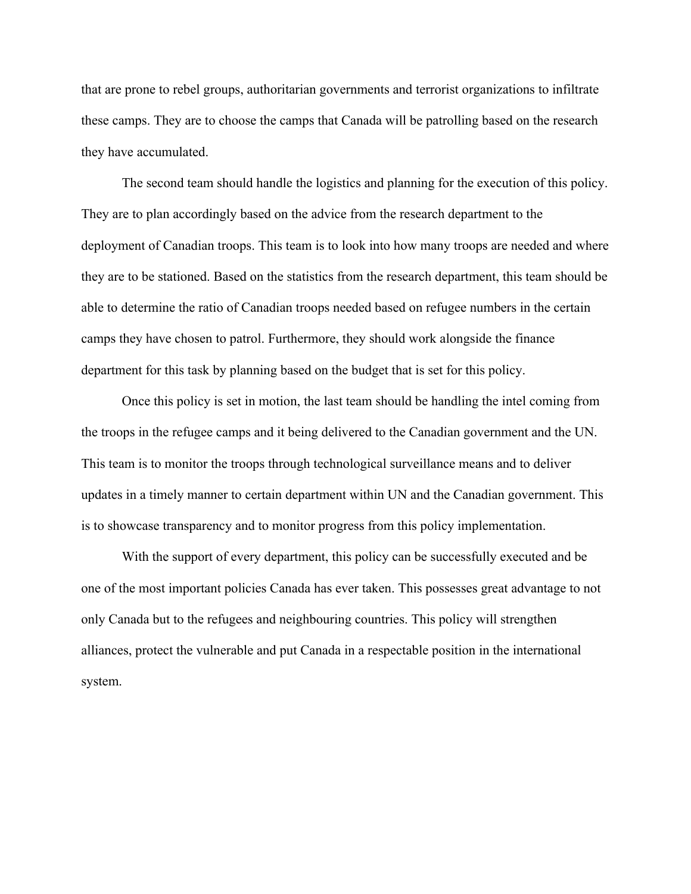that are prone to rebel groups, authoritarian governments and terrorist organizations to infiltrate these camps. They are to choose the camps that Canada will be patrolling based on the research they have accumulated.

The second team should handle the logistics and planning for the execution of this policy. They are to plan accordingly based on the advice from the research department to the deployment of Canadian troops. This team is to look into how many troops are needed and where they are to be stationed. Based on the statistics from the research department, this team should be able to determine the ratio of Canadian troops needed based on refugee numbers in the certain camps they have chosen to patrol. Furthermore, they should work alongside the finance department for this task by planning based on the budget that is set for this policy.

Once this policy is set in motion, the last team should be handling the intel coming from the troops in the refugee camps and it being delivered to the Canadian government and the UN. This team is to monitor the troops through technological surveillance means and to deliver updates in a timely manner to certain department within UN and the Canadian government. This is to showcase transparency and to monitor progress from this policy implementation.

With the support of every department, this policy can be successfully executed and be one of the most important policies Canada has ever taken. This possesses great advantage to not only Canada but to the refugees and neighbouring countries. This policy will strengthen alliances, protect the vulnerable and put Canada in a respectable position in the international system.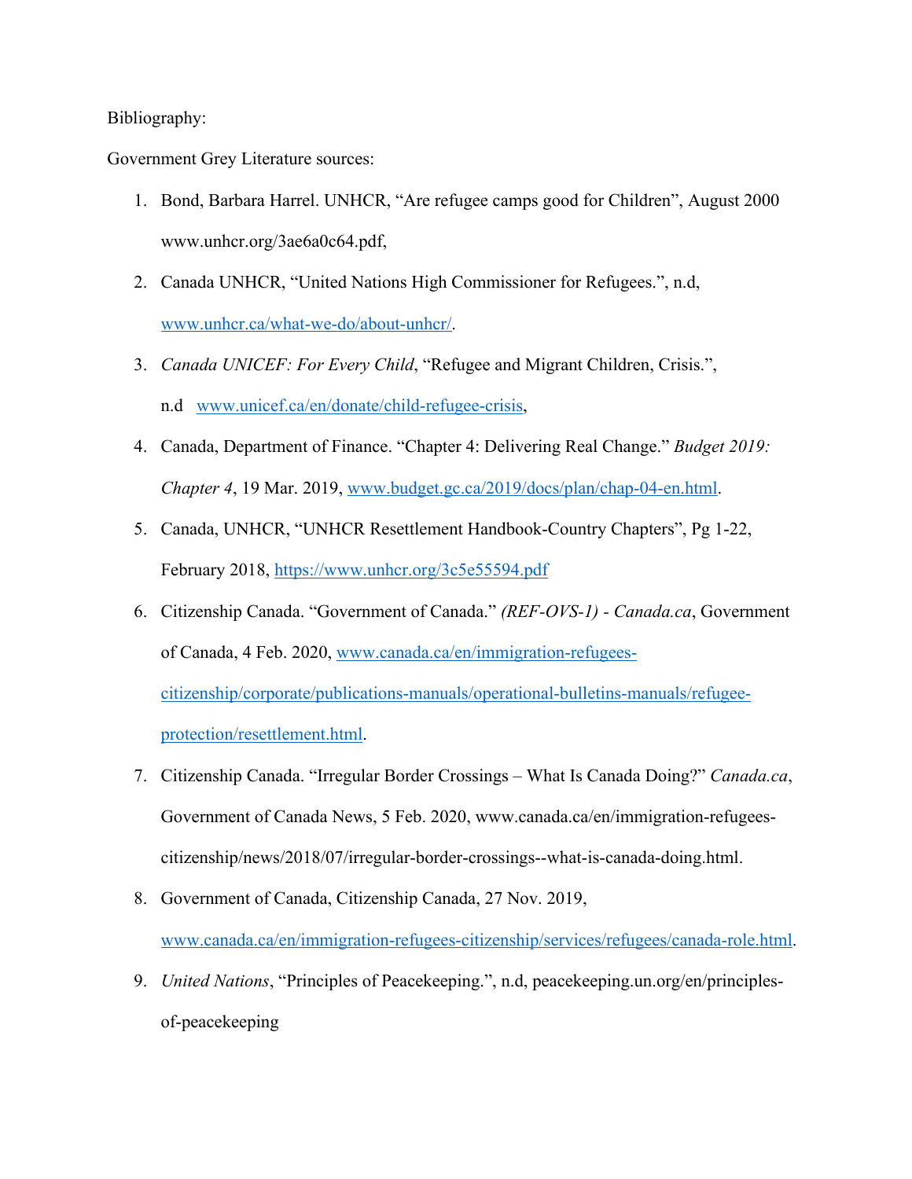Bibliography:

Government Grey Literature sources:

1. Bond, Barbara Harrel. UNHCR, "Are refugee camps good for Children", August 2000 www.unhcr.org/3ae6a0c64.pdf,
2. Canada UNHCR, "United Nations High Commissioner for Refugees.", n.d, www.unhcr.ca/what-we-do/about-unhcr/.
3. *Canada UNICEF: For Every Child*, "Refugee and Migrant Children, Crisis.", n.d www.unicef.ca/en/donate/child-refugee-crisis,
4. Canada, Department of Finance. "Chapter 4: Delivering Real Change." *Budget 2019: Chapter 4*, 19 Mar. 2019, www.budget.gc.ca/2019/docs/plan/chap-04-en.html.
5. Canada, UNHCR, "UNHCR Resettlement Handbook-Country Chapters", Pg 1-22, February 2018, https://www.unhcr.org/3c5e55594.pdf
6. Citizenship Canada. "Government of Canada." *(REF-OVS-1) - Canada.ca*, Government of Canada, 4 Feb. 2020, www.canada.ca/en/immigration-refugees-citizenship/corporate/publications-manuals/operational-bulletins-manuals/refugee-protection/resettlement.html.
7. Citizenship Canada. "Irregular Border Crossings – What Is Canada Doing?" *Canada.ca*, Government of Canada News, 5 Feb. 2020, www.canada.ca/en/immigration-refugees-citizenship/news/2018/07/irregular-border-crossings--what-is-canada-doing.html.
8. Government of Canada, Citizenship Canada, 27 Nov. 2019, www.canada.ca/en/immigration-refugees-citizenship/services/refugees/canada-role.html.
9. *United Nations*, "Principles of Peacekeeping.", n.d, peacekeeping.un.org/en/principles-of-peacekeeping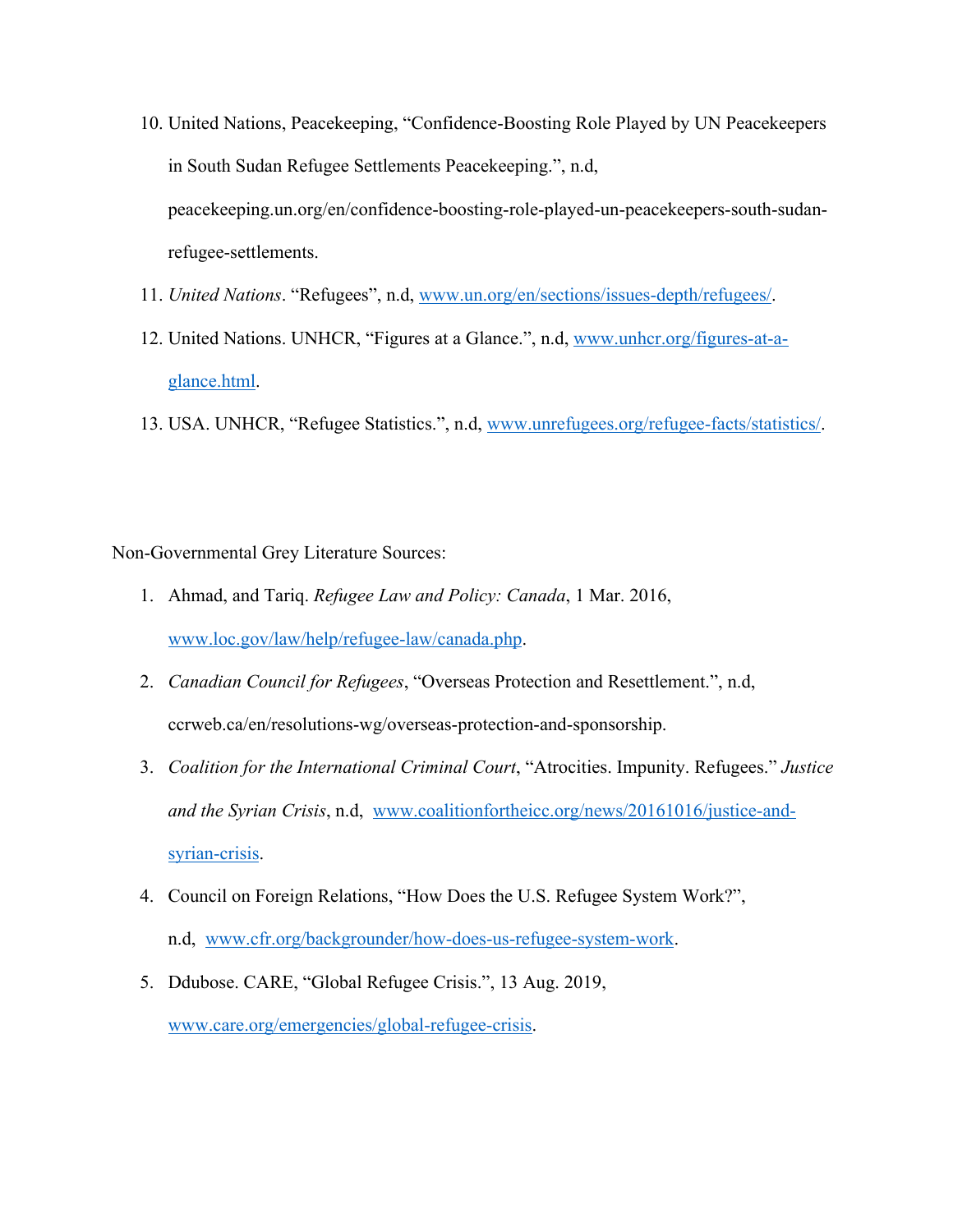10. United Nations, Peacekeeping, "Confidence-Boosting Role Played by UN Peacekeepers in South Sudan Refugee Settlements Peacekeeping.", n.d, peacekeeping.un.org/en/confidence-boosting-role-played-un-peacekeepers-south-sudan-refugee-settlements.
11. *United Nations*. "Refugees", n.d, www.un.org/en/sections/issues-depth/refugees/.
12. United Nations. UNHCR, "Figures at a Glance.", n.d, www.unhcr.org/figures-at-a-glance.html.
13. USA. UNHCR, "Refugee Statistics.", n.d, www.unrefugees.org/refugee-facts/statistics/.

Non-Governmental Grey Literature Sources:

1. Ahmad, and Tariq. *Refugee Law and Policy: Canada*, 1 Mar. 2016, www.loc.gov/law/help/refugee-law/canada.php.
2. *Canadian Council for Refugees*, "Overseas Protection and Resettlement.", n.d, ccrweb.ca/en/resolutions-wg/overseas-protection-and-sponsorship.
3. *Coalition for the International Criminal Court*, "Atrocities. Impunity. Refugees." *Justice and the Syrian Crisis*, n.d, www.coalitionfortheicc.org/news/20161016/justice-and-syrian-crisis.
4. Council on Foreign Relations, "How Does the U.S. Refugee System Work?", n.d, www.cfr.org/backgrounder/how-does-us-refugee-system-work.
5. Ddubose. CARE, "Global Refugee Crisis.", 13 Aug. 2019, www.care.org/emergencies/global-refugee-crisis.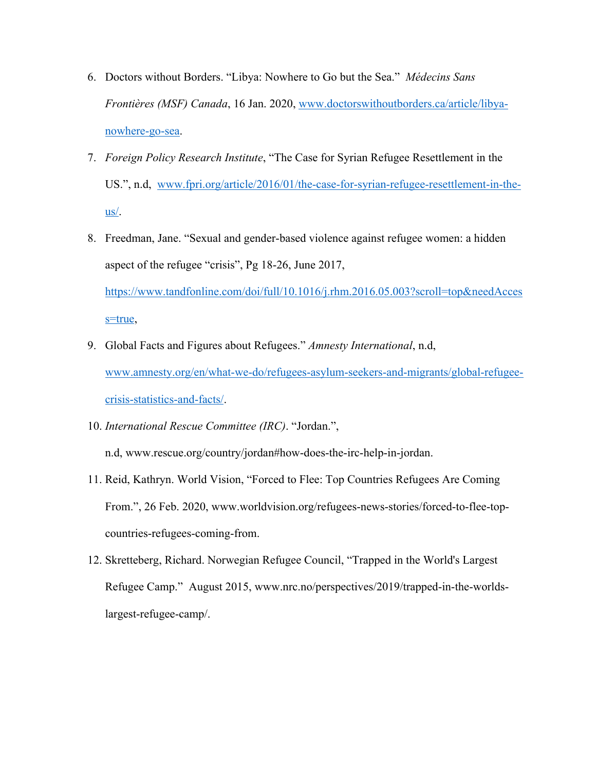6. Doctors without Borders. “Libya: Nowhere to Go but the Sea.” *Médecins Sans Frontières (MSF) Canada*, 16 Jan. 2020, www.doctorswithoutborders.ca/article/libya-nowhere-go-sea.

7. *Foreign Policy Research Institute*, “The Case for Syrian Refugee Resettlement in the US.”, n.d, www.fpri.org/article/2016/01/the-case-for-syrian-refugee-resettlement-in-the-us/.

8. Freedman, Jane. “Sexual and gender-based violence against refugee women: a hidden aspect of the refugee “crisis”, Pg 18-26, June 2017, https://www.tandfonline.com/doi/full/10.1016/j.rhm.2016.05.003?scroll=top&needAccess=true,

9. Global Facts and Figures about Refugees.” *Amnesty International*, n.d, www.amnesty.org/en/what-we-do/refugees-asylum-seekers-and-migrants/global-refugee-crisis-statistics-and-facts/.

10. *International Rescue Committee (IRC)*. “Jordan.”, n.d, www.rescue.org/country/jordan#how-does-the-irc-help-in-jordan.

11. Reid, Kathryn. World Vision, “Forced to Flee: Top Countries Refugees Are Coming From.”, 26 Feb. 2020, www.worldvision.org/refugees-news-stories/forced-to-flee-top-countries-refugees-coming-from.

12. Skretteberg, Richard. Norwegian Refugee Council, “Trapped in the World's Largest Refugee Camp.” August 2015, www.nrc.no/perspectives/2019/trapped-in-the-worlds-largest-refugee-camp/.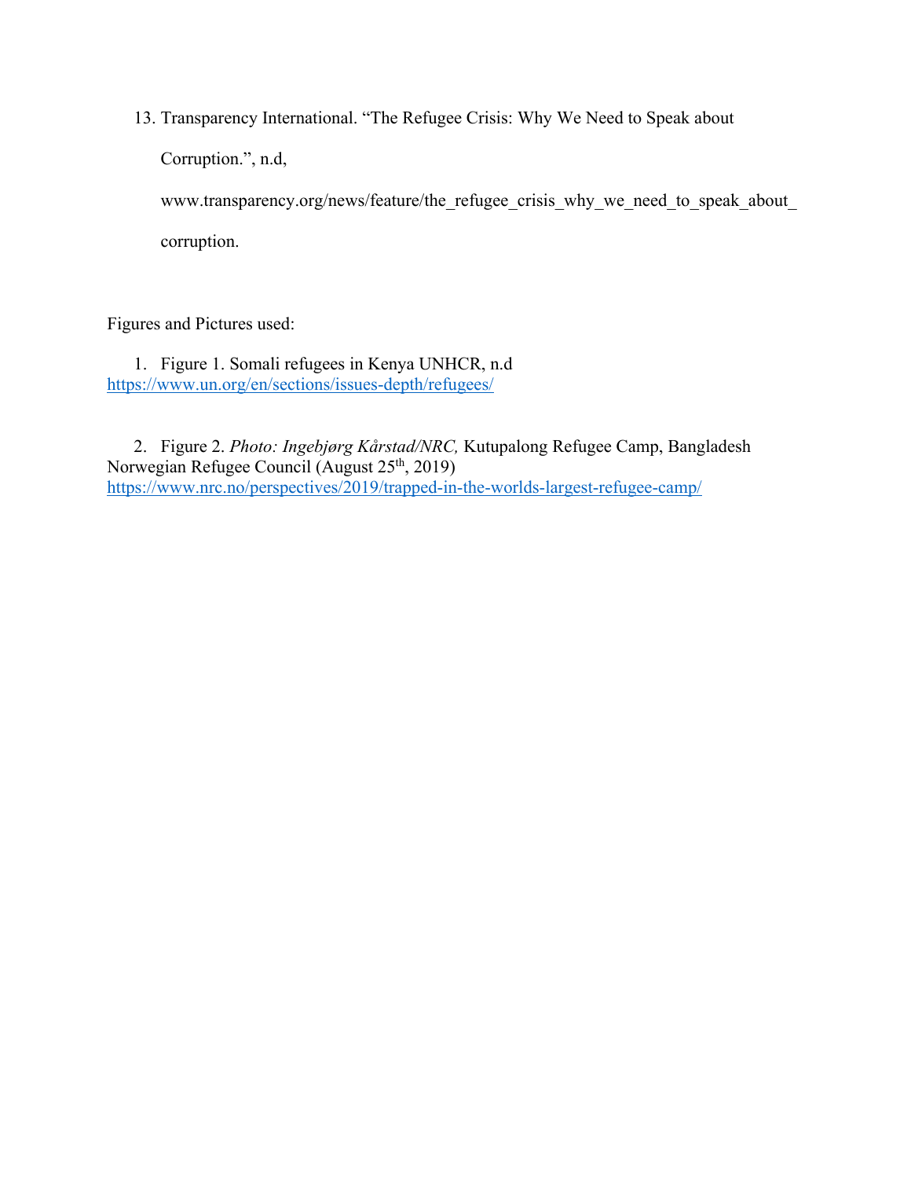13. Transparency International. “The Refugee Crisis: Why We Need to Speak about Corruption.”, n.d, www.transparency.org/news/feature/the_refugee_crisis_why_we_need_to_speak_about_corruption.

Figures and Pictures used:

1. Figure 1. Somali refugees in Kenya UNHCR, n.d https://www.un.org/en/sections/issues-depth/refugees/

2. Figure 2. *Photo: Ingebjørg Kårstad/NRC,* Kutupalong Refugee Camp, Bangladesh Norwegian Refugee Council (August 25th, 2019) https://www.nrc.no/perspectives/2019/trapped-in-the-worlds-largest-refugee-camp/